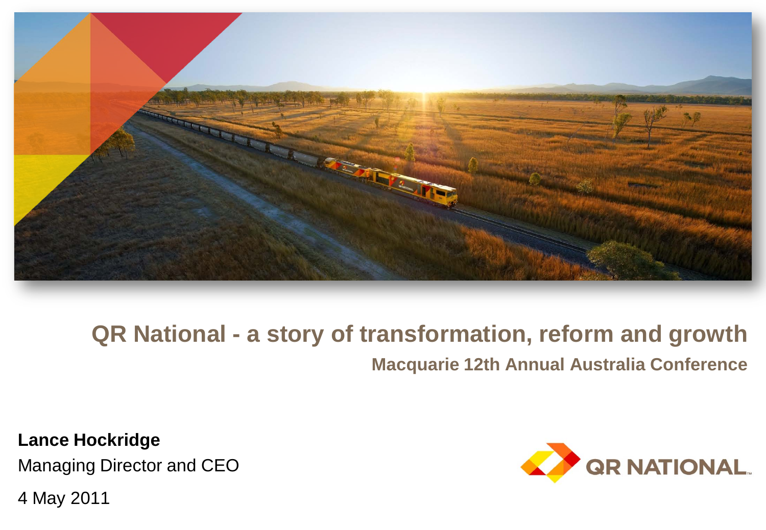# QR National - a story of transformation, reform and growth

## Macquarie 12th Annual Australia Conference

**Lance Hockridge**

Managing Director and CEO

4 May 2011

QR NATIONAL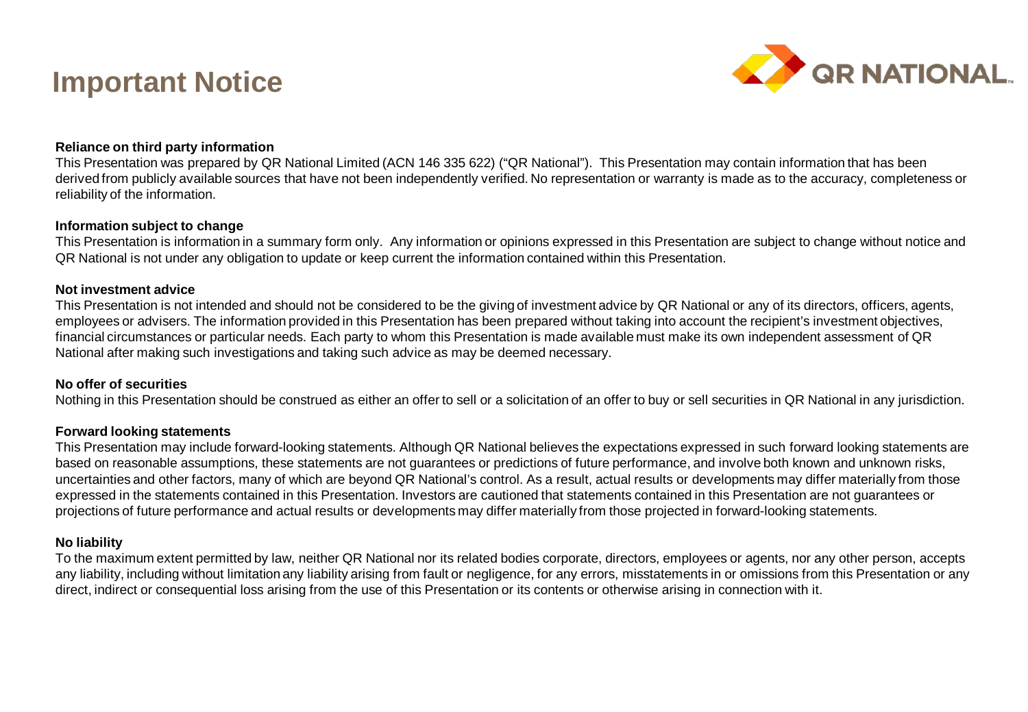# Important Notice

**Reliance on third party information**

This Presentation was prepared by QR National Limited (ACN 146 335 622) ("QR National"). This Presentation may contain information that has been derived from publicly available sources that have not been independently verified. No representation or warranty is made as to the accuracy, completeness or reliability of the information.

**Information subject to change**

This Presentation is information in a summary form only. Any information or opinions expressed in this Presentation are subject to change without notice and QR National is not under any obligation to update or keep current the information contained within this Presentation.

**Not investment advice**

This Presentation is not intended and should not be considered to be the giving of investment advice by QR National or any of its directors, officers, agents, employees or advisers. The information provided in this Presentation has been prepared without taking into account the recipient's investment objectives, financial circumstances or particular needs. Each party to whom this Presentation is made available must make its own independent assessment of QR National after making such investigations and taking such advice as may be deemed necessary.

**No offer of securities**

Nothing in this Presentation should be construed as either an offer to sell or a solicitation of an offer to buy or sell securities in QR National in any jurisdiction.

**Forward looking statements**

This Presentation may include forward-looking statements. Although QR National believes the expectations expressed in such forward looking statements are based on reasonable assumptions, these statements are not guarantees or predictions of future performance, and involve both known and unknown risks, uncertainties and other factors, many of which are beyond QR National's control. As a result, actual results or developments may differ materially from those expressed in the statements contained in this Presentation. Investors are cautioned that statements contained in this Presentation are not guarantees or projections of future performance and actual results or developments may differ materially from those projected in forward-looking statements.

**No liability**

To the maximum extent permitted by law, neither QR National nor its related bodies corporate, directors, employees or agents, nor any other person, accepts any liability, including without limitation any liability arising from fault or negligence, for any errors, misstatements in or omissions from this Presentation or any direct, indirect or consequential loss arising from the use of this Presentation or its contents or otherwise arising in connection with it.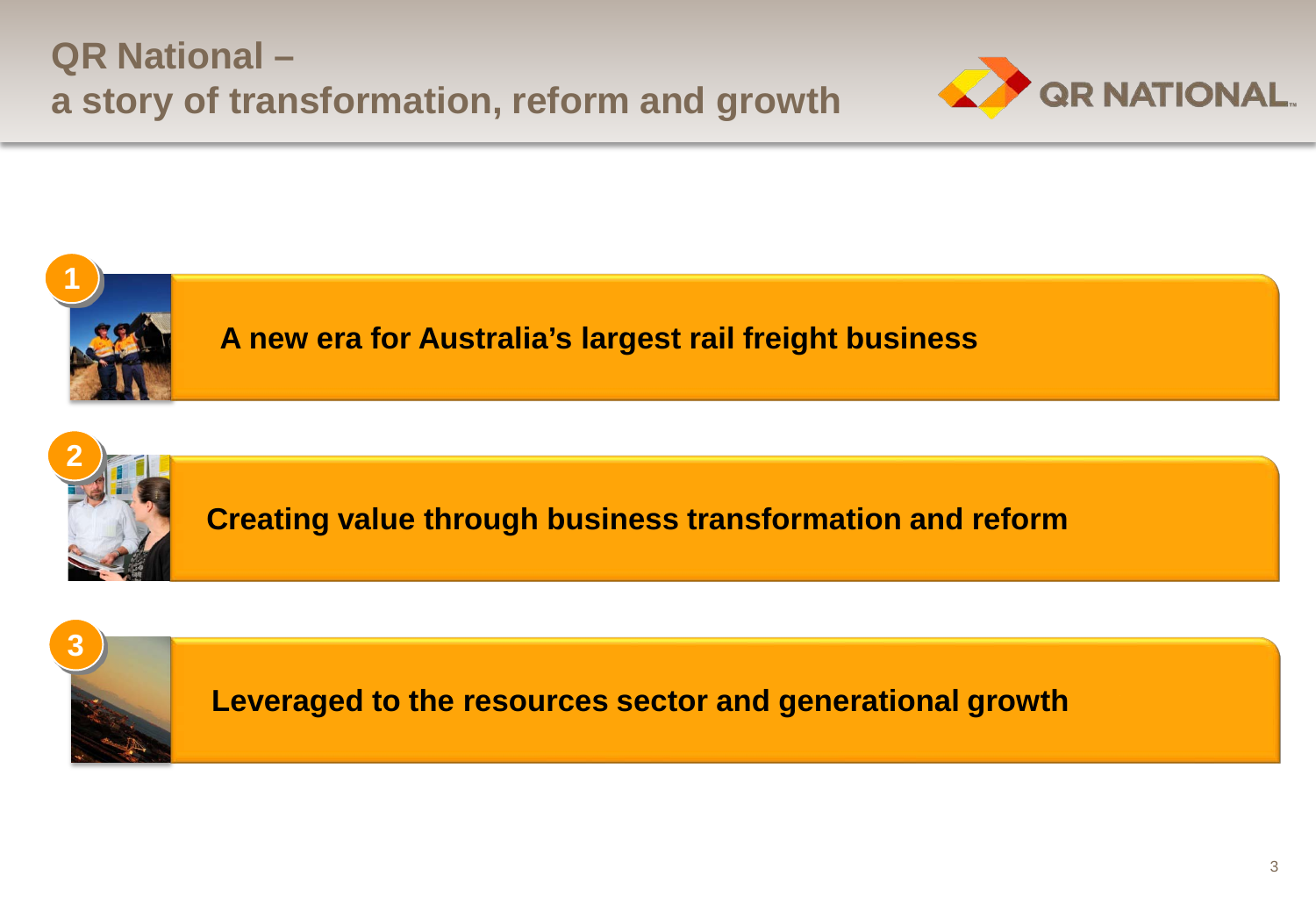# QR National – a story of transformation, reform and growth

1. A new era for Australia's largest rail freight business
2. Creating value through business transformation and reform
3. Leveraged to the resources sector and generational growth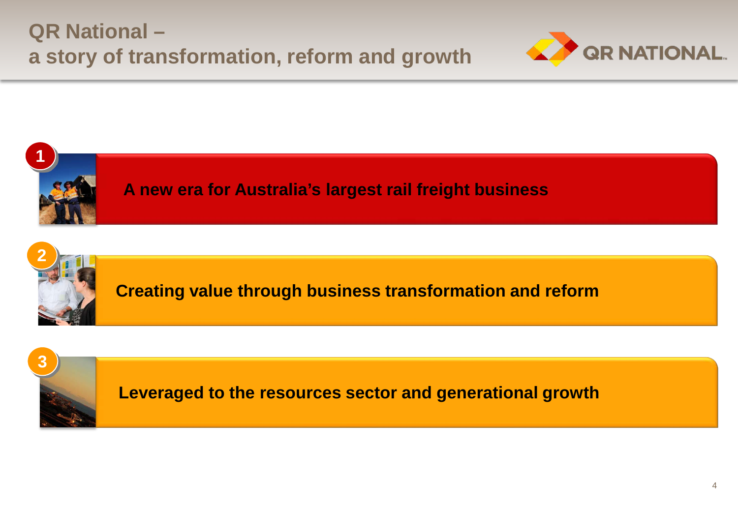# QR National – a story of transformation, reform and growth

1. A new era for Australia's largest rail freight business
2. Creating value through business transformation and reform
3. Leveraged to the resources sector and generational growth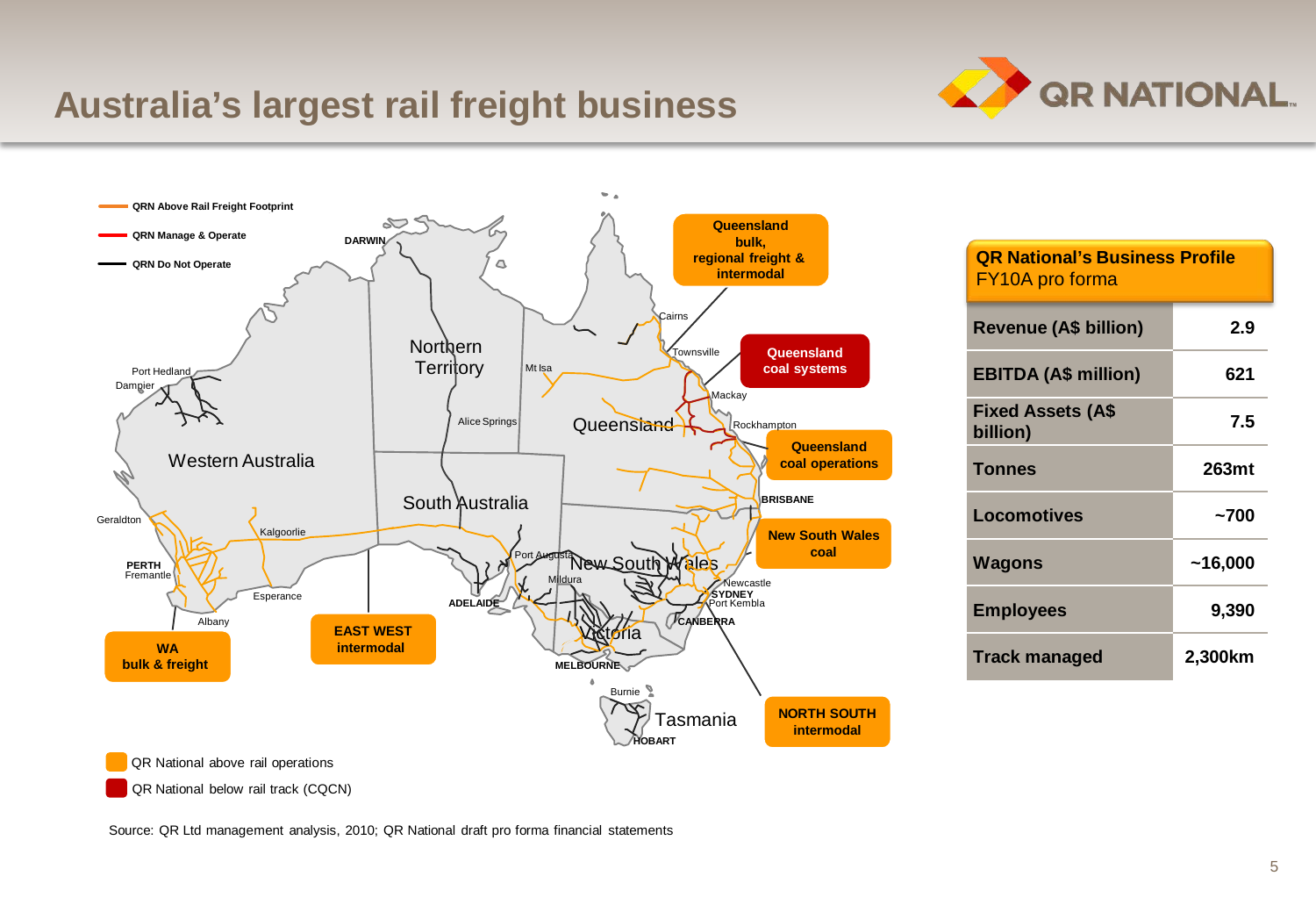# Australia's largest rail freight business

QRN Above Rail Freight Footprint
QRN Manage & Operate
QRN Do Not Operate

Queensland bulk, regional freight & intermodal

Queensland coal systems

Queensland coal operations

New South Wales coal

WA bulk & freight

EAST WEST intermodal

NORTH SOUTH intermodal

QR National above rail operations

QR National below rail track (CQCN)

| **QR National's Business Profile** FY10A pro forma | |
|---|---|
| **Revenue (A$ billion)** | **2.9** |
| **EBITDA (A$ million)** | **621** |
| **Fixed Assets (A$ billion)** | **7.5** |
| **Tonnes** | **263mt** |
| **Locomotives** | **~700** |
| **Wagons** | **~16,000** |
| **Employees** | **9,390** |
| **Track managed** | **2,300km** |

Source: QR Ltd management analysis, 2010; QR National draft pro forma financial statements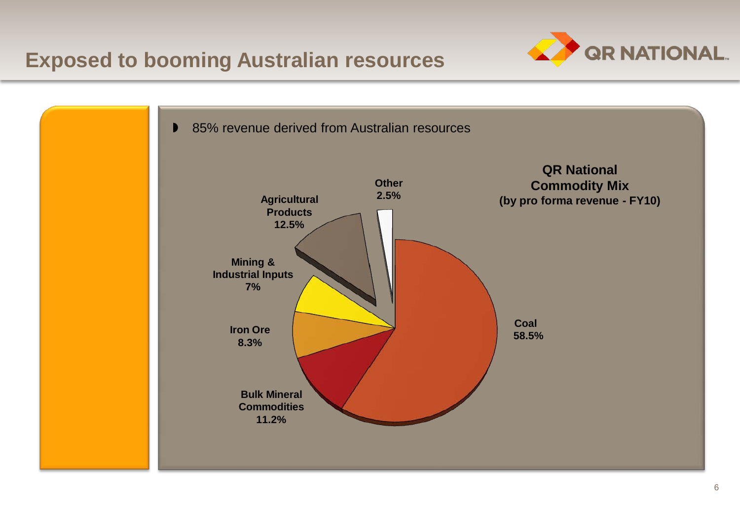# Exposed to booming Australian resources

- 85% revenue derived from Australian resources

**QR National Commodity Mix**
**(by pro forma revenue - FY10)**

| Commodity | Share |
| --- | --- |
| Coal | 58.5% |
| Bulk Mineral Commodities | 11.2% |
| Iron Ore | 8.3% |
| Mining & Industrial Inputs | 7% |
| Agricultural Products | 12.5% |
| Other | 2.5% |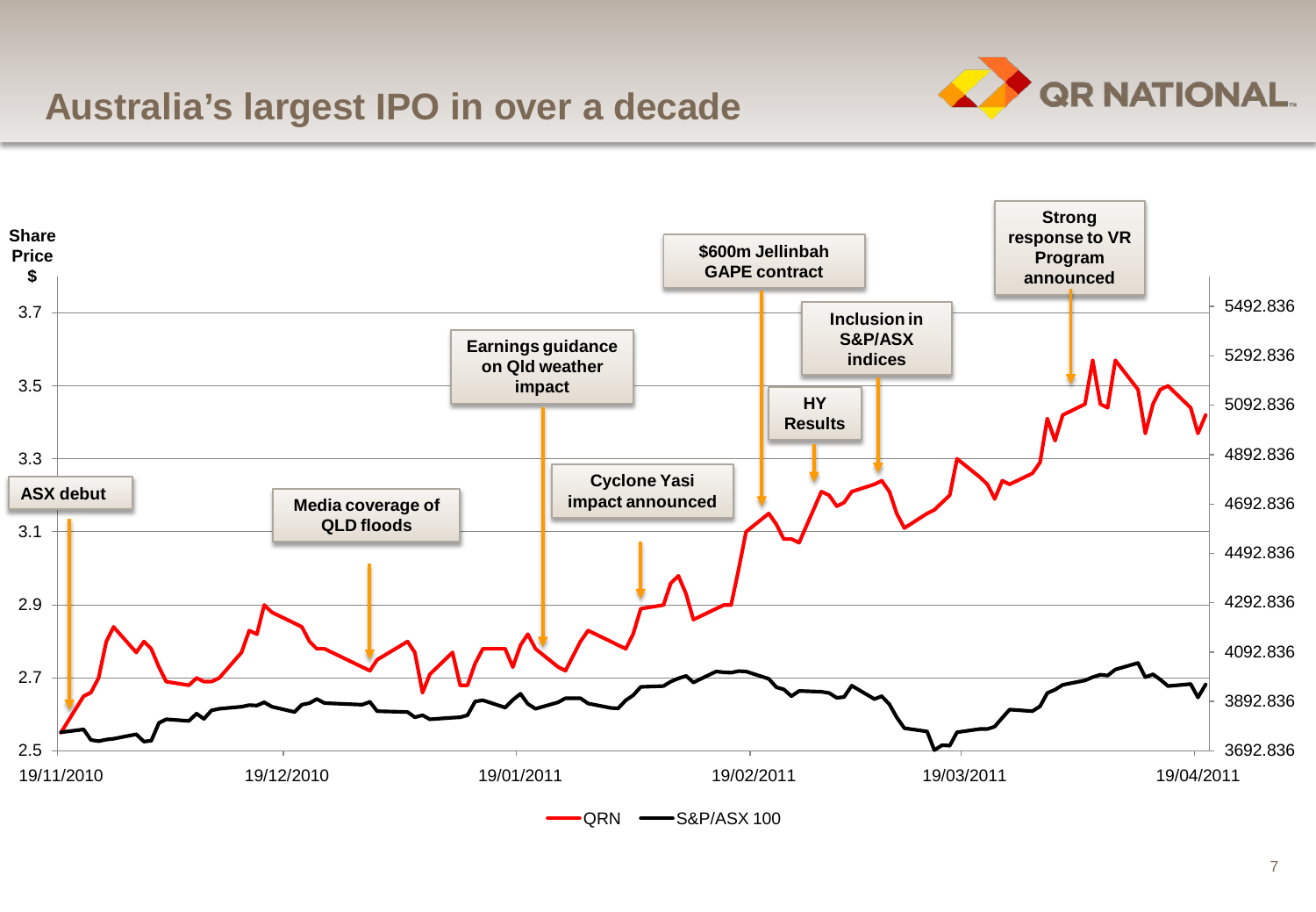# Australia's largest IPO in over a decade

QR NATIONAL

Share Price $

3.7
3.5
3.3
3.1
2.9
2.7
2.5

5492.836
5292.836
5092.836
4892.836
4692.836
4492.836
4292.836
4092.836
3892.836
3692.836

19/11/2010 19/12/2010 19/01/2011 19/02/2011 19/03/2011 19/04/2011

**ASX debut**

**Media coverage of QLD floods**

**Earnings guidance on Qld weather impact**

**Cyclone Yasi impact announced**

**$600m Jellinbah GAPE contract**

**HY Results**

**Inclusion in S&P/ASX indices**

**Strong response to VR Program announced**

QRN — S&P/ASX 100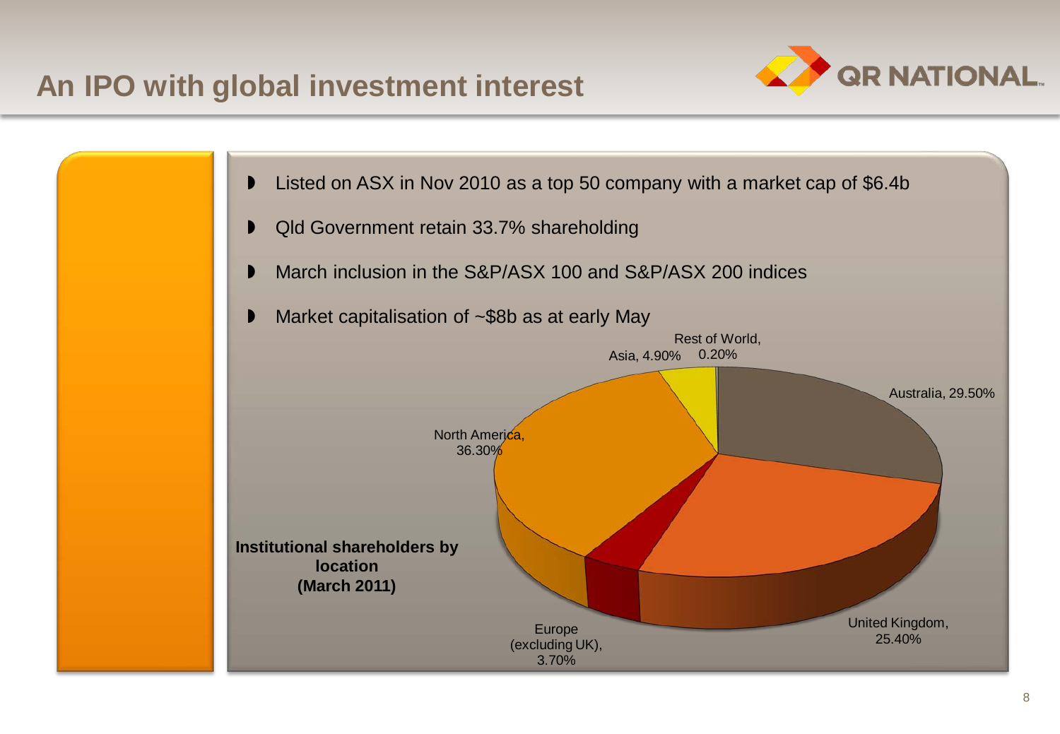# An IPO with global investment interest

- Listed on ASX in Nov 2010 as a top 50 company with a market cap of $6.4b
- Qld Government retain 33.7% shareholding
- March inclusion in the S&P/ASX 100 and S&P/ASX 200 indices
- Market capitalisation of ~$8b as at early May

**Institutional shareholders by location (March 2011)**

| Location | Share |
| --- | --- |
| Australia | 29.50% |
| United Kingdom | 25.40% |
| Europe (excluding UK) | 3.70% |
| North America | 36.30% |
| Asia | 4.90% |
| Rest of World | 0.20% |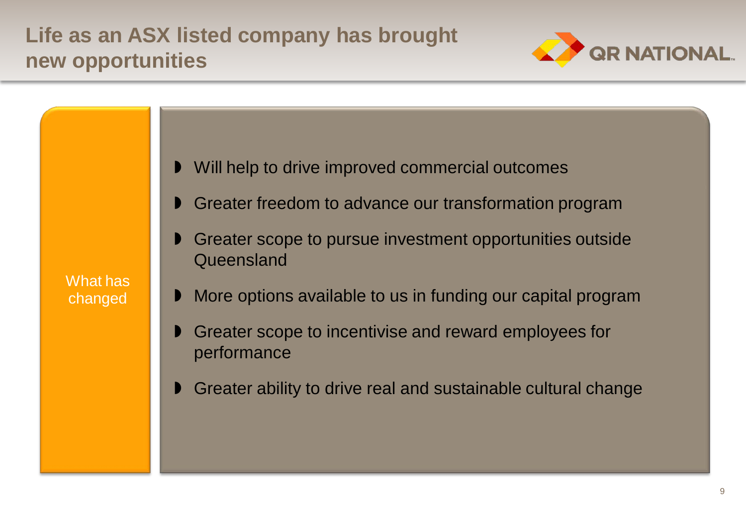# Life as an ASX listed company has brought new opportunities

**What has changed**

- Will help to drive improved commercial outcomes
- Greater freedom to advance our transformation program
- Greater scope to pursue investment opportunities outside Queensland
- More options available to us in funding our capital program
- Greater scope to incentivise and reward employees for performance
- Greater ability to drive real and sustainable cultural change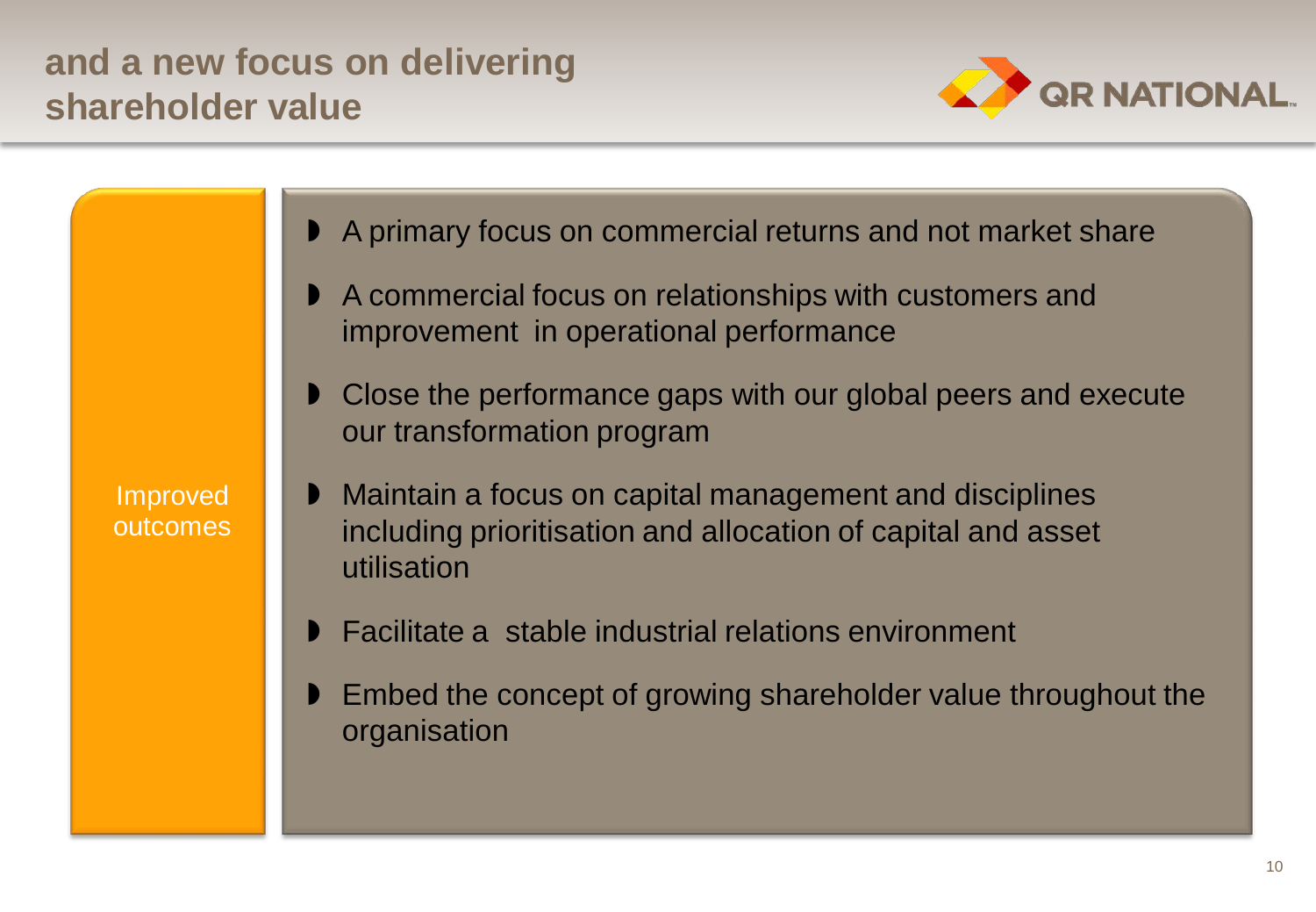# and a new focus on delivering shareholder value

**Improved outcomes**

- A primary focus on commercial returns and not market share
- A commercial focus on relationships with customers and improvement in operational performance
- Close the performance gaps with our global peers and execute our transformation program
- Maintain a focus on capital management and disciplines including prioritisation and allocation of capital and asset utilisation
- Facilitate a stable industrial relations environment
- Embed the concept of growing shareholder value throughout the organisation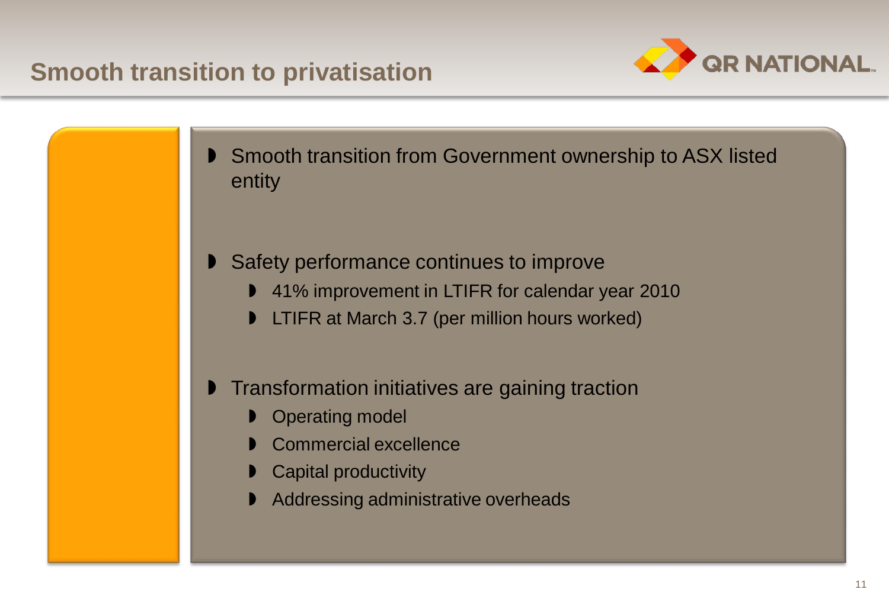# Smooth transition to privatisation

- Smooth transition from Government ownership to ASX listed entity
- Safety performance continues to improve
  - 41% improvement in LTIFR for calendar year 2010
  - LTIFR at March 3.7 (per million hours worked)
- Transformation initiatives are gaining traction
  - Operating model
  - Commercial excellence
  - Capital productivity
  - Addressing administrative overheads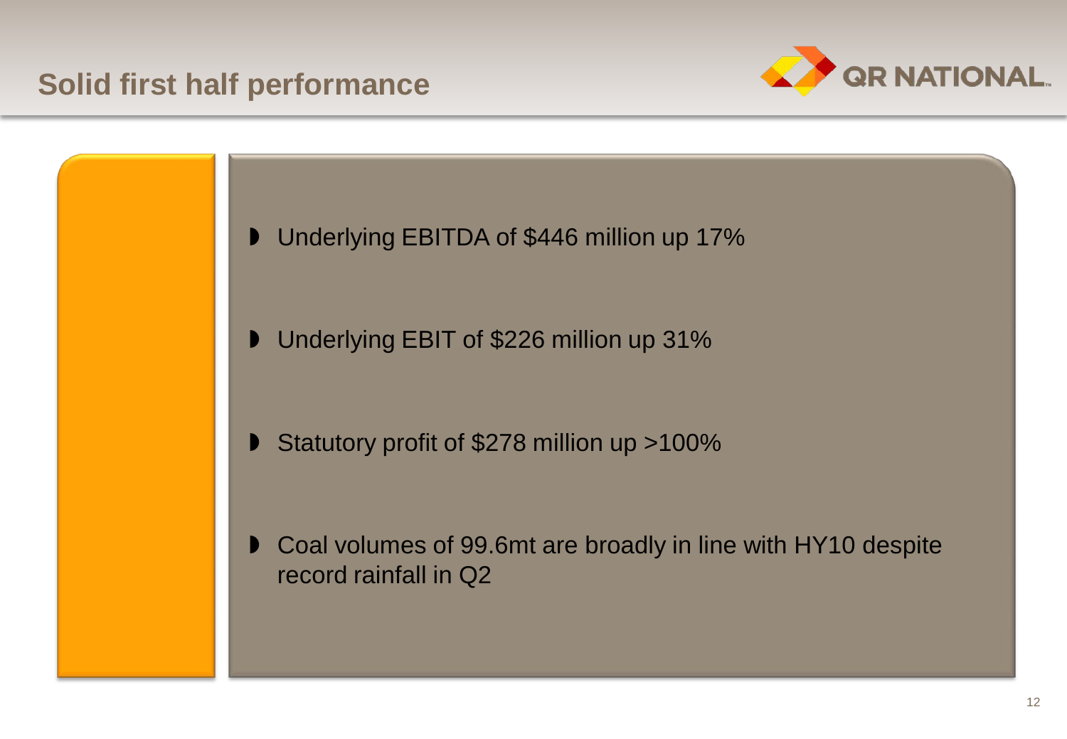# Solid first half performance

- Underlying EBITDA of $446 million up 17%
- Underlying EBIT of $226 million up 31%
- Statutory profit of $278 million up >100%
- Coal volumes of 99.6mt are broadly in line with HY10 despite record rainfall in Q2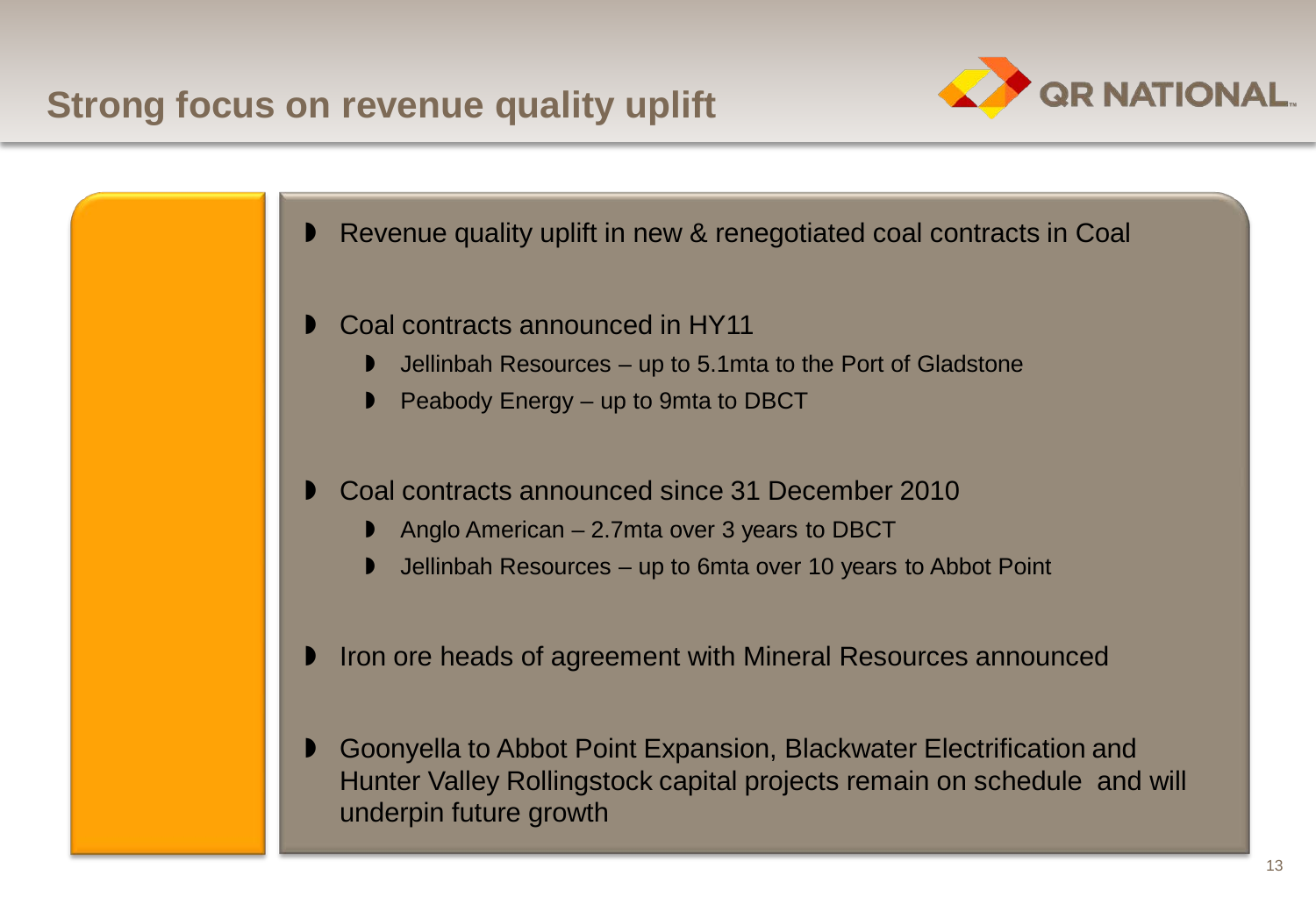# Strong focus on revenue quality uplift

- Revenue quality uplift in new & renegotiated coal contracts in Coal

- Coal contracts announced in HY11
  - Jellinbah Resources – up to 5.1mta to the Port of Gladstone
  - Peabody Energy – up to 9mta to DBCT

- Coal contracts announced since 31 December 2010
  - Anglo American – 2.7mta over 3 years to DBCT
  - Jellinbah Resources – up to 6mta over 10 years to Abbot Point

- Iron ore heads of agreement with Mineral Resources announced

- Goonyella to Abbot Point Expansion, Blackwater Electrification and Hunter Valley Rollingstock capital projects remain on schedule and will underpin future growth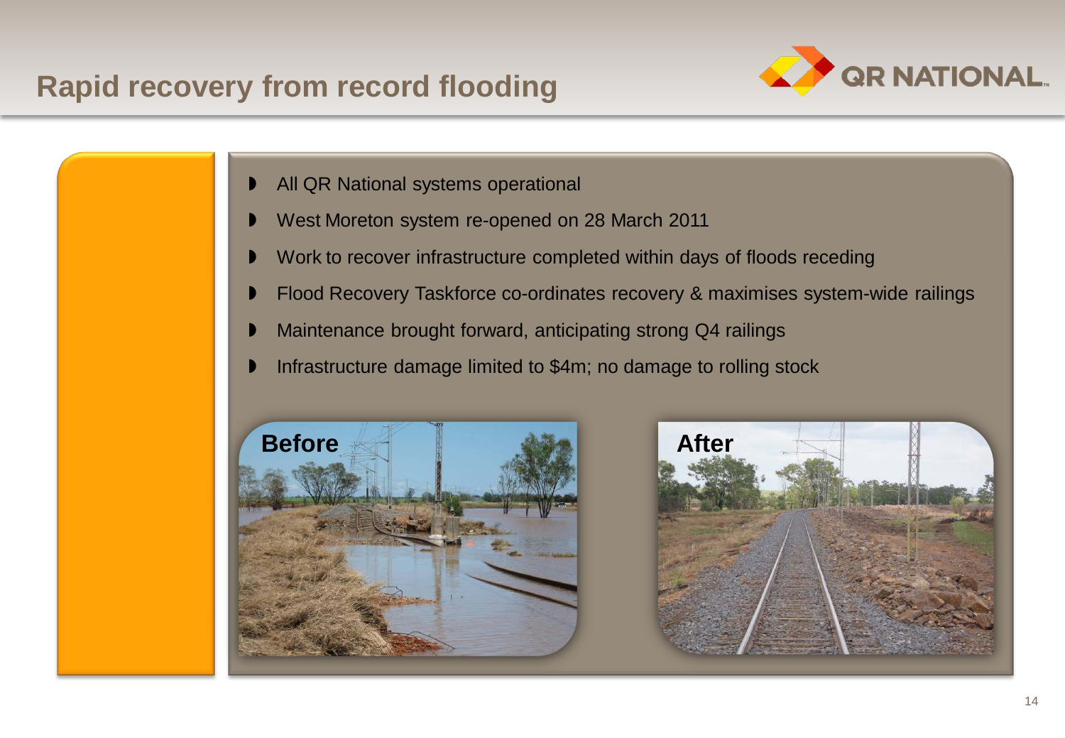# Rapid recovery from record flooding

- All QR National systems operational
- West Moreton system re-opened on 28 March 2011
- Work to recover infrastructure completed within days of floods receding
- Flood Recovery Taskforce co-ordinates recovery & maximises system-wide railings
- Maintenance brought forward, anticipating strong Q4 railings
- Infrastructure damage limited to $4m; no damage to rolling stock

**Before**

**After**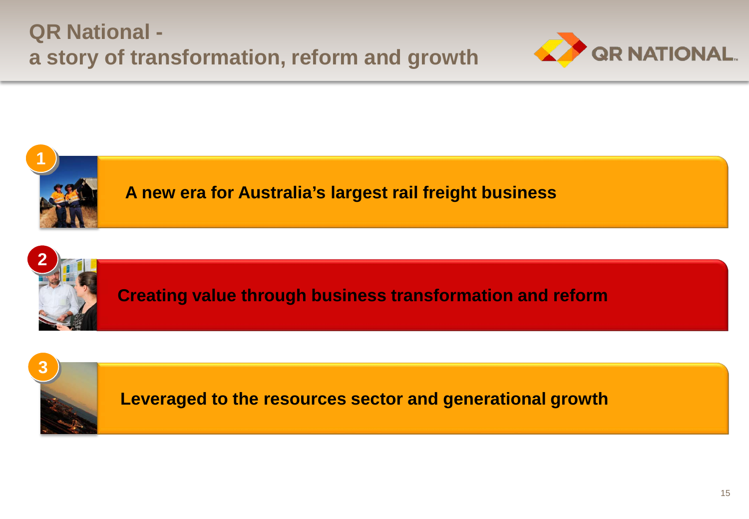# QR National - a story of transformation, reform and growth

1. A new era for Australia's largest rail freight business

2. Creating value through business transformation and reform

3. Leveraged to the resources sector and generational growth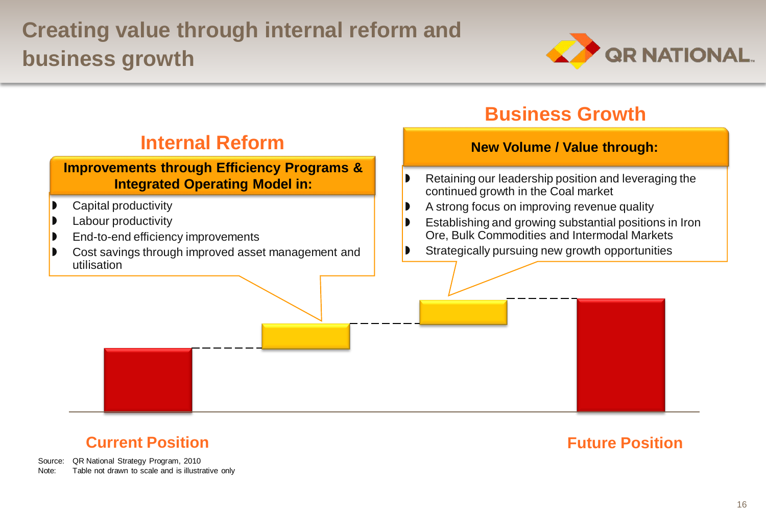# Creating value through internal reform and business growth

## Internal Reform

**Improvements through Efficiency Programs & Integrated Operating Model in:**

- Capital productivity
- Labour productivity
- End-to-end efficiency improvements
- Cost savings through improved asset management and utilisation

## Business Growth

**New Volume / Value through:**

- Retaining our leadership position and leveraging the continued growth in the Coal market
- A strong focus on improving revenue quality
- Establishing and growing substantial positions in Iron Ore, Bulk Commodities and Intermodal Markets
- Strategically pursuing new growth opportunities

**Current Position**

**Future Position**

Source: QR National Strategy Program, 2010
Note: Table not drawn to scale and is illustrative only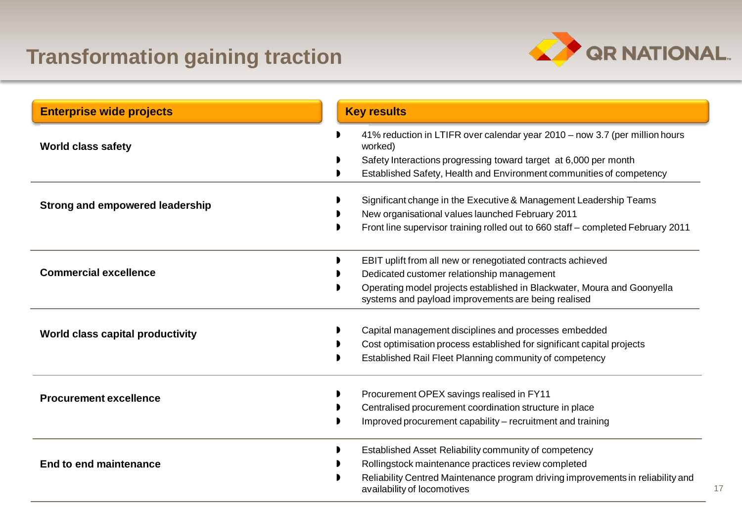# Transformation gaining traction

| Enterprise wide projects | Key results |
|---|---|
| **World class safety** | • 41% reduction in LTIFR over calendar year 2010 – now 3.7 (per million hours worked)<br>• Safety Interactions progressing toward target at 6,000 per month<br>• Established Safety, Health and Environment communities of competency |
| **Strong and empowered leadership** | • Significant change in the Executive & Management Leadership Teams<br>• New organisational values launched February 2011<br>• Front line supervisor training rolled out to 660 staff – completed February 2011 |
| **Commercial excellence** | • EBIT uplift from all new or renegotiated contracts achieved<br>• Dedicated customer relationship management<br>• Operating model projects established in Blackwater, Moura and Goonyella systems and payload improvements are being realised |
| **World class capital productivity** | • Capital management disciplines and processes embedded<br>• Cost optimisation process established for significant capital projects<br>• Established Rail Fleet Planning community of competency |
| **Procurement excellence** | • Procurement OPEX savings realised in FY11<br>• Centralised procurement coordination structure in place<br>• Improved procurement capability – recruitment and training |
| **End to end maintenance** | • Established Asset Reliability community of competency<br>• Rollingstock maintenance practices review completed<br>• Reliability Centred Maintenance program driving improvements in reliability and availability of locomotives |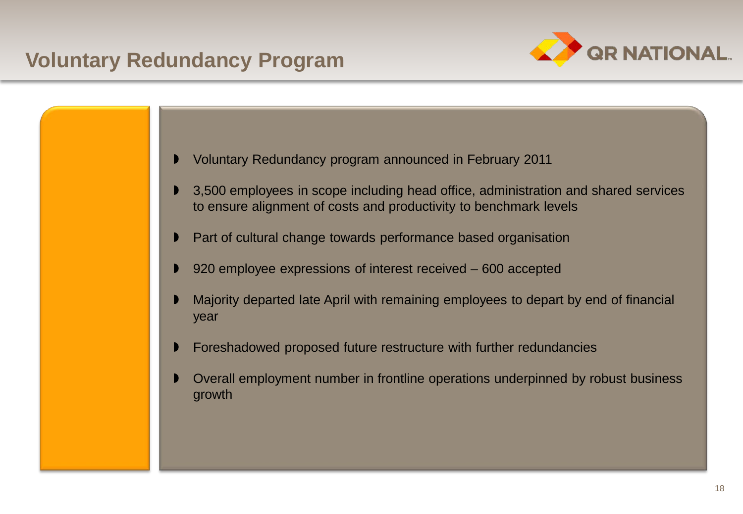# Voluntary Redundancy Program

- Voluntary Redundancy program announced in February 2011
- 3,500 employees in scope including head office, administration and shared services to ensure alignment of costs and productivity to benchmark levels
- Part of cultural change towards performance based organisation
- 920 employee expressions of interest received – 600 accepted
- Majority departed late April with remaining employees to depart by end of financial year
- Foreshadowed proposed future restructure with further redundancies
- Overall employment number in frontline operations underpinned by robust business growth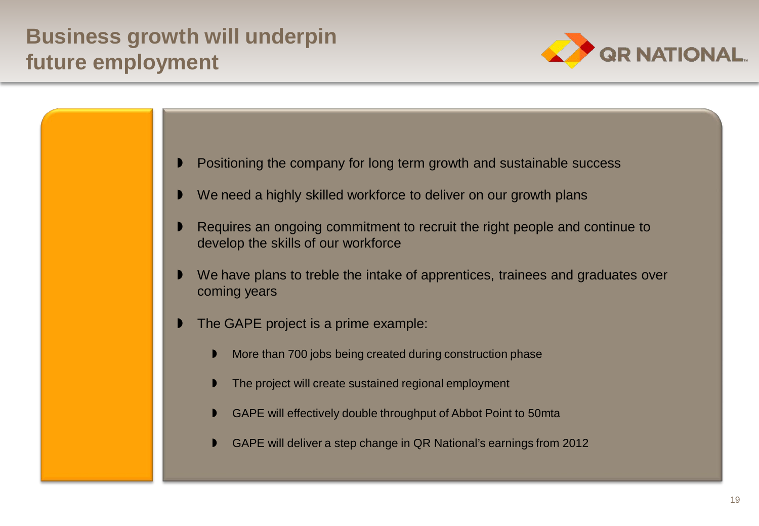# Business growth will underpin future employment

- Positioning the company for long term growth and sustainable success
- We need a highly skilled workforce to deliver on our growth plans
- Requires an ongoing commitment to recruit the right people and continue to develop the skills of our workforce
- We have plans to treble the intake of apprentices, trainees and graduates over coming years
- The GAPE project is a prime example:
  - More than 700 jobs being created during construction phase
  - The project will create sustained regional employment
  - GAPE will effectively double throughput of Abbot Point to 50mta
  - GAPE will deliver a step change in QR National's earnings from 2012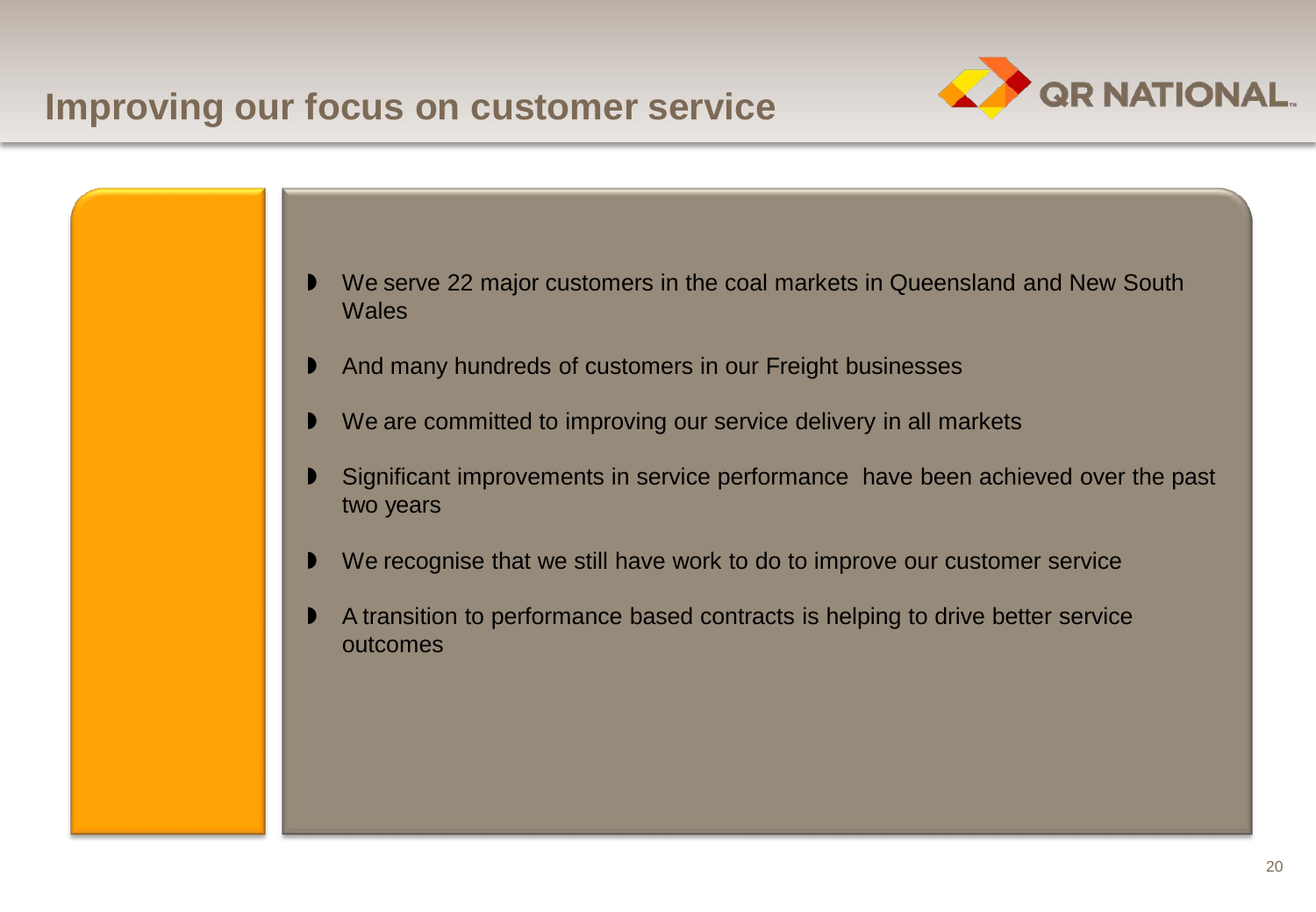# Improving our focus on customer service

- We serve 22 major customers in the coal markets in Queensland and New South Wales
- And many hundreds of customers in our Freight businesses
- We are committed to improving our service delivery in all markets
- Significant improvements in service performance have been achieved over the past two years
- We recognise that we still have work to do to improve our customer service
- A transition to performance based contracts is helping to drive better service outcomes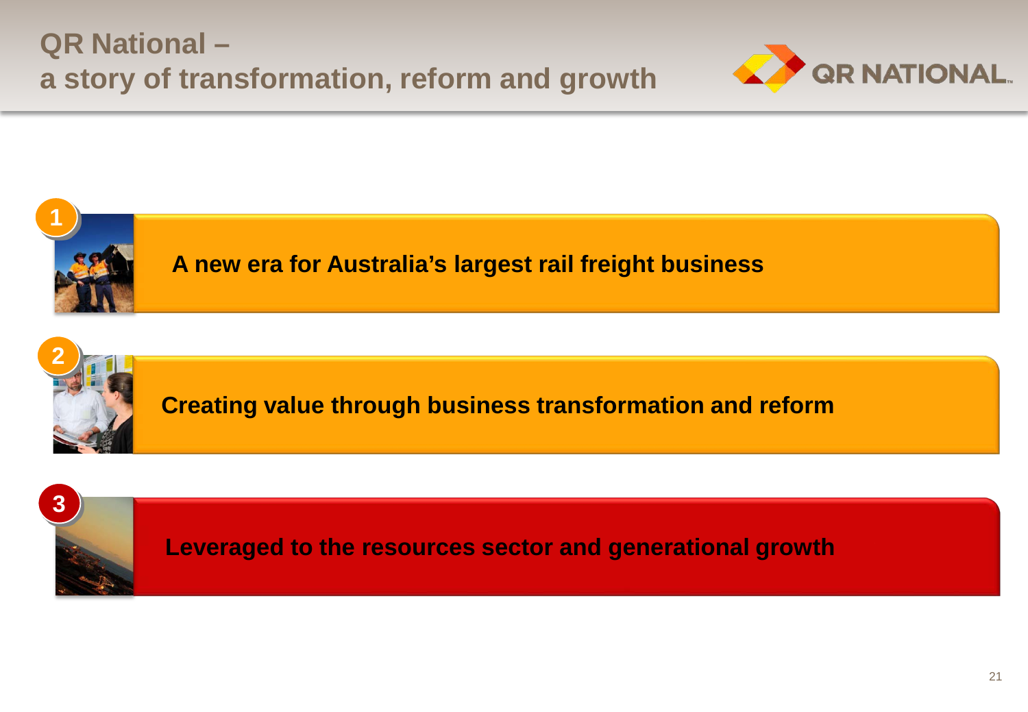# QR National – a story of transformation, reform and growth

1. A new era for Australia's largest rail freight business
2. Creating value through business transformation and reform
3. Leveraged to the resources sector and generational growth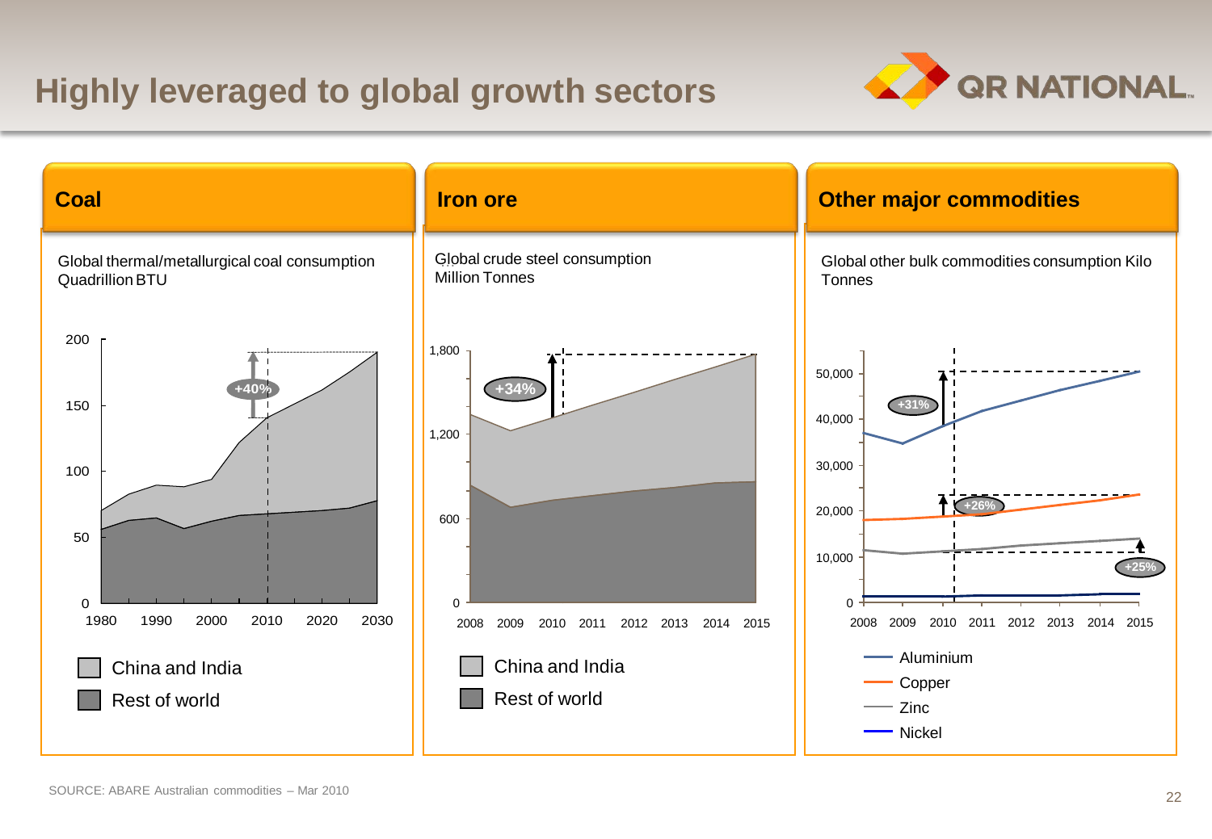# Highly leveraged to global growth sectors

## Coal

Global thermal/metallurgical coal consumption Quadrillion BTU

+40%

- China and India
- Rest of world

## Iron ore

Global crude steel consumption Million Tonnes

+34%

- China and India
- Rest of world

## Other major commodities

Global other bulk commodities consumption Kilo Tonnes

+31% +26% +25%

- Aluminium
- Copper
- Zinc
- Nickel

SOURCE: ABARE Australian commodities – Mar 2010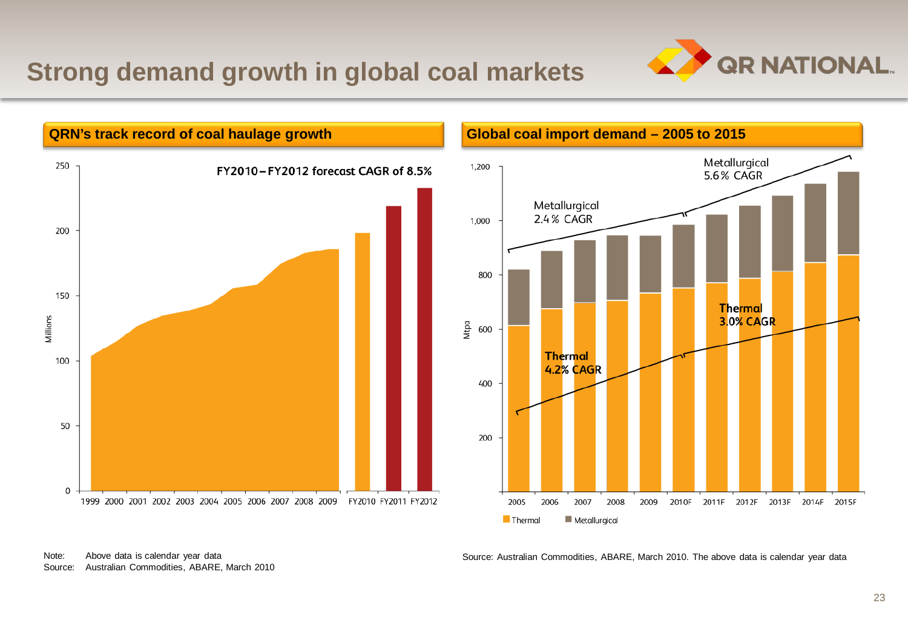# Strong demand growth in global coal markets

## QRN's track record of coal haulage growth

FY2010 – FY2012 forecast CAGR of 8.5%

Note: Above data is calendar year data
Source: Australian Commodities, ABARE, March 2010

## Global coal import demand – 2005 to 2015

Metallurgical 2.4% CAGR
Metallurgical 5.6% CAGR
Thermal 4.2% CAGR
Thermal 3.0% CAGR

Source: Australian Commodities, ABARE, March 2010. The above data is calendar year data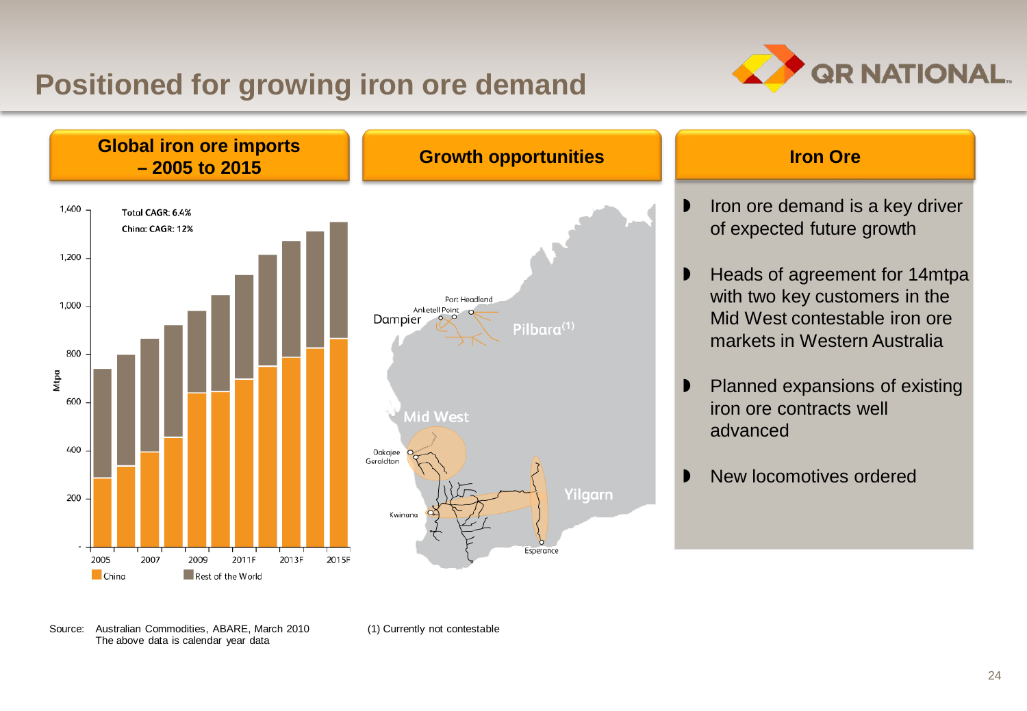# Positioned for growing iron ore demand

## Global iron ore imports – 2005 to 2015

Total CAGR: 6.4%
China: CAGR: 12%

Mtpa

China | Rest of the World

## Growth opportunities

Port Headland, Anketell Point, Dampier, Pilbara(1), Mid West, Oakajee, Geraldton, Kwinana, Yilgarn, Esperance

## Iron Ore

- Iron ore demand is a key driver of expected future growth
- Heads of agreement for 14mtpa with two key customers in the Mid West contestable iron ore markets in Western Australia
- Planned expansions of existing iron ore contracts well advanced
- New locomotives ordered

Source: Australian Commodities, ABARE, March 2010
The above data is calendar year data

(1) Currently not contestable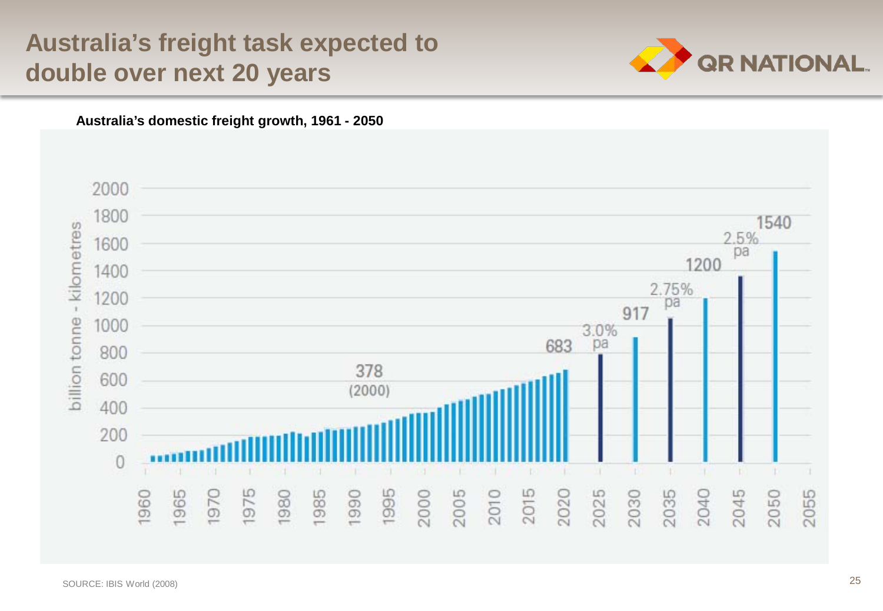# Australia's freight task expected to double over next 20 years

**Australia's domestic freight growth, 1961 - 2050**

SOURCE: IBIS World (2008)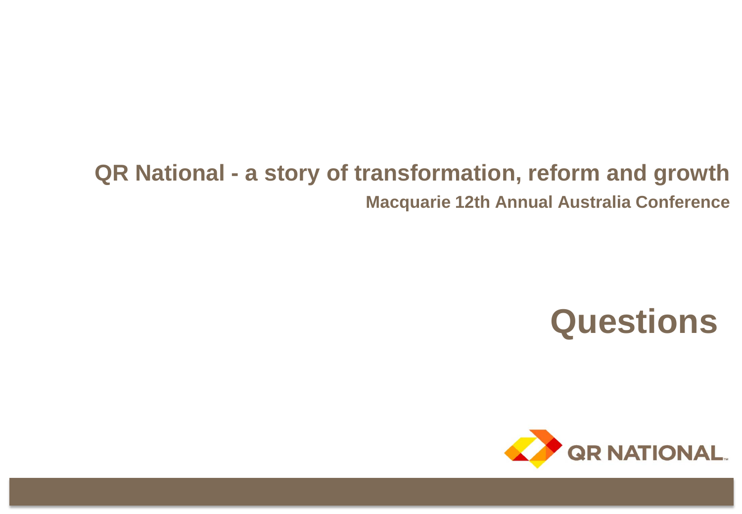# QR National - a story of transformation, reform and growth

**Macquarie 12th Annual Australia Conference**

# Questions